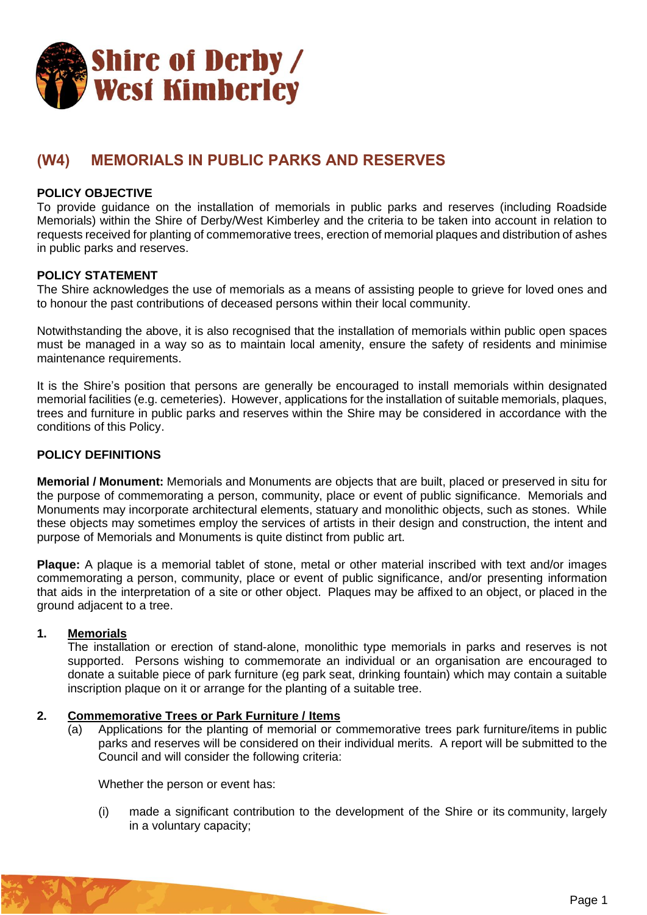Shire of Derby / West Kimberley

# (W4) MEMORIALS IN PUBLIC PARKS AND RESERVES

**POLICY OBJECTIVE**

To provide guidance on the installation of memorials in public parks and reserves (including Roadside Memorials) within the Shire of Derby/West Kimberley and the criteria to be taken into account in relation to requests received for planting of commemorative trees, erection of memorial plaques and distribution of ashes in public parks and reserves.

**POLICY STATEMENT**

The Shire acknowledges the use of memorials as a means of assisting people to grieve for loved ones and to honour the past contributions of deceased persons within their local community.

Notwithstanding the above, it is also recognised that the installation of memorials within public open spaces must be managed in a way so as to maintain local amenity, ensure the safety of residents and minimise maintenance requirements.

It is the Shire's position that persons are generally be encouraged to install memorials within designated memorial facilities (e.g. cemeteries). However, applications for the installation of suitable memorials, plaques, trees and furniture in public parks and reserves within the Shire may be considered in accordance with the conditions of this Policy.

**POLICY DEFINITIONS**

**Memorial / Monument:** Memorials and Monuments are objects that are built, placed or preserved in situ for the purpose of commemorating a person, community, place or event of public significance. Memorials and Monuments may incorporate architectural elements, statuary and monolithic objects, such as stones. While these objects may sometimes employ the services of artists in their design and construction, the intent and purpose of Memorials and Monuments is quite distinct from public art.

**Plaque:** A plaque is a memorial tablet of stone, metal or other material inscribed with text and/or images commemorating a person, community, place or event of public significance, and/or presenting information that aids in the interpretation of a site or other object. Plaques may be affixed to an object, or placed in the ground adjacent to a tree.

**1. Memorials**

The installation or erection of stand-alone, monolithic type memorials in parks and reserves is not supported. Persons wishing to commemorate an individual or an organisation are encouraged to donate a suitable piece of park furniture (eg park seat, drinking fountain) which may contain a suitable inscription plaque on it or arrange for the planting of a suitable tree.

**2. Commemorative Trees or Park Furniture / Items**

(a) Applications for the planting of memorial or commemorative trees park furniture/items in public parks and reserves will be considered on their individual merits. A report will be submitted to the Council and will consider the following criteria:

Whether the person or event has:

(i) made a significant contribution to the development of the Shire or its community, largely in a voluntary capacity;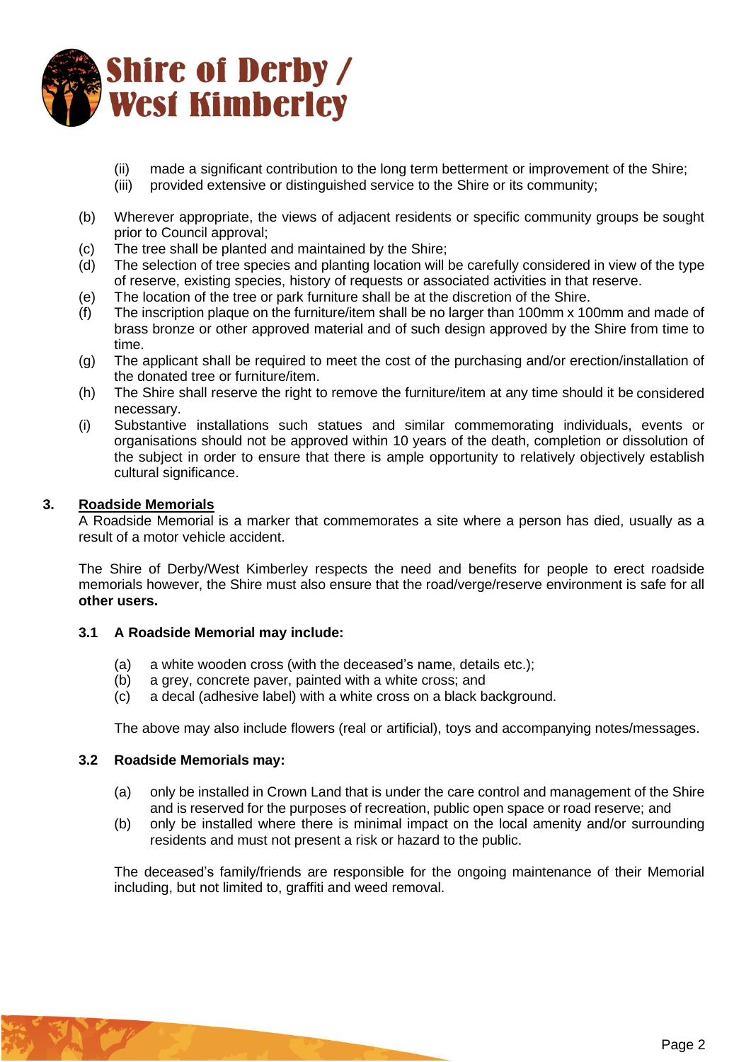(ii) made a significant contribution to the long term betterment or improvement of the Shire;
   (iii) provided extensive or distinguished service to the Shire or its community;

(b) Wherever appropriate, the views of adjacent residents or specific community groups be sought prior to Council approval;
(c) The tree shall be planted and maintained by the Shire;
(d) The selection of tree species and planting location will be carefully considered in view of the type of reserve, existing species, history of requests or associated activities in that reserve.
(e) The location of the tree or park furniture shall be at the discretion of the Shire.
(f) The inscription plaque on the furniture/item shall be no larger than 100mm x 100mm and made of brass bronze or other approved material and of such design approved by the Shire from time to time.
(g) The applicant shall be required to meet the cost of the purchasing and/or erection/installation of the donated tree or furniture/item.
(h) The Shire shall reserve the right to remove the furniture/item at any time should it be considered necessary.
(i) Substantive installations such statues and similar commemorating individuals, events or organisations should not be approved within 10 years of the death, completion or dissolution of the subject in order to ensure that there is ample opportunity to relatively objectively establish cultural significance.

## 3. Roadside Memorials

A Roadside Memorial is a marker that commemorates a site where a person has died, usually as a result of a motor vehicle accident.

The Shire of Derby/West Kimberley respects the need and benefits for people to erect roadside memorials however, the Shire must also ensure that the road/verge/reserve environment is safe for all **other users.**

### 3.1 A Roadside Memorial may include:

(a) a white wooden cross (with the deceased's name, details etc.);
(b) a grey, concrete paver, painted with a white cross; and
(c) a decal (adhesive label) with a white cross on a black background.

The above may also include flowers (real or artificial), toys and accompanying notes/messages.

### 3.2 Roadside Memorials may:

(a) only be installed in Crown Land that is under the care control and management of the Shire and is reserved for the purposes of recreation, public open space or road reserve; and
(b) only be installed where there is minimal impact on the local amenity and/or surrounding residents and must not present a risk or hazard to the public.

The deceased's family/friends are responsible for the ongoing maintenance of their Memorial including, but not limited to, graffiti and weed removal.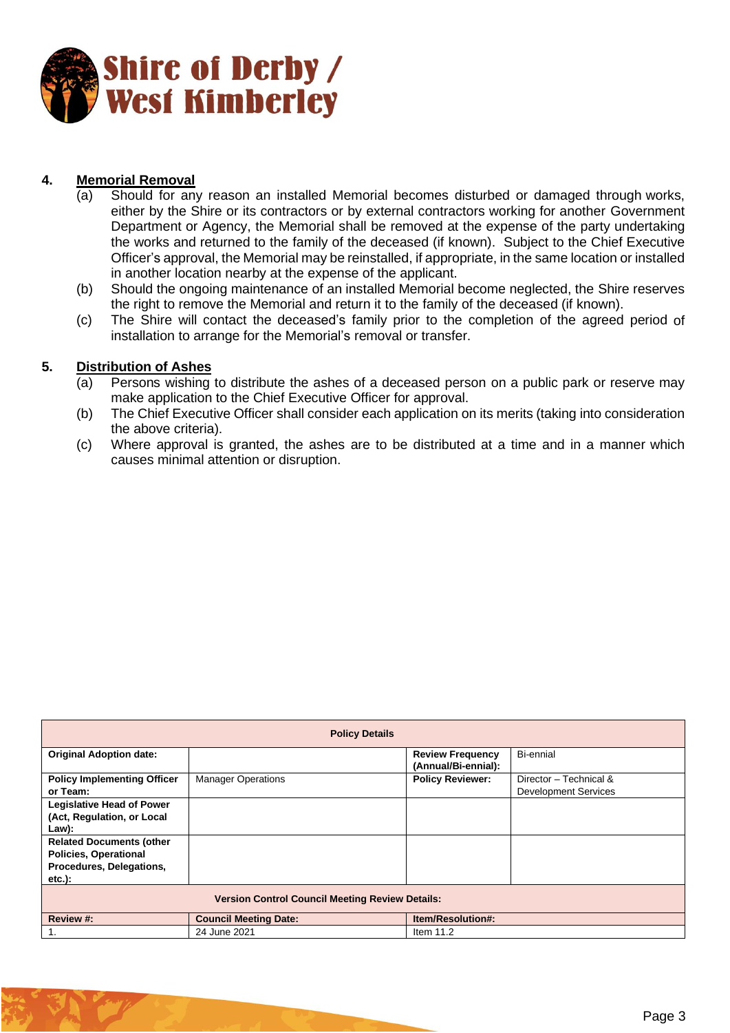## 4. Memorial Removal

(a) Should for any reason an installed Memorial becomes disturbed or damaged through works, either by the Shire or its contractors or by external contractors working for another Government Department or Agency, the Memorial shall be removed at the expense of the party undertaking the works and returned to the family of the deceased (if known). Subject to the Chief Executive Officer's approval, the Memorial may be reinstalled, if appropriate, in the same location or installed in another location nearby at the expense of the applicant.

(b) Should the ongoing maintenance of an installed Memorial become neglected, the Shire reserves the right to remove the Memorial and return it to the family of the deceased (if known).

(c) The Shire will contact the deceased's family prior to the completion of the agreed period of installation to arrange for the Memorial's removal or transfer.

## 5. Distribution of Ashes

(a) Persons wishing to distribute the ashes of a deceased person on a public park or reserve may make application to the Chief Executive Officer for approval.

(b) The Chief Executive Officer shall consider each application on its merits (taking into consideration the above criteria).

(c) Where approval is granted, the ashes are to be distributed at a time and in a manner which causes minimal attention or disruption.

| Policy Details | | | |
|---|---|---|---|
| **Original Adoption date:** | | **Review Frequency (Annual/Bi-ennial):** | Bi-ennial |
| **Policy Implementing Officer or Team:** | Manager Operations | **Policy Reviewer:** | Director – Technical & Development Services |
| **Legislative Head of Power (Act, Regulation, or Local Law):** | | | |
| **Related Documents (other Policies, Operational Procedures, Delegations, etc.):** | | | |
| **Version Control Council Meeting Review Details:** | | | |
| **Review #:** | **Council Meeting Date:** | **Item/Resolution#:** | |
| 1. | 24 June 2021 | Item 11.2 | |